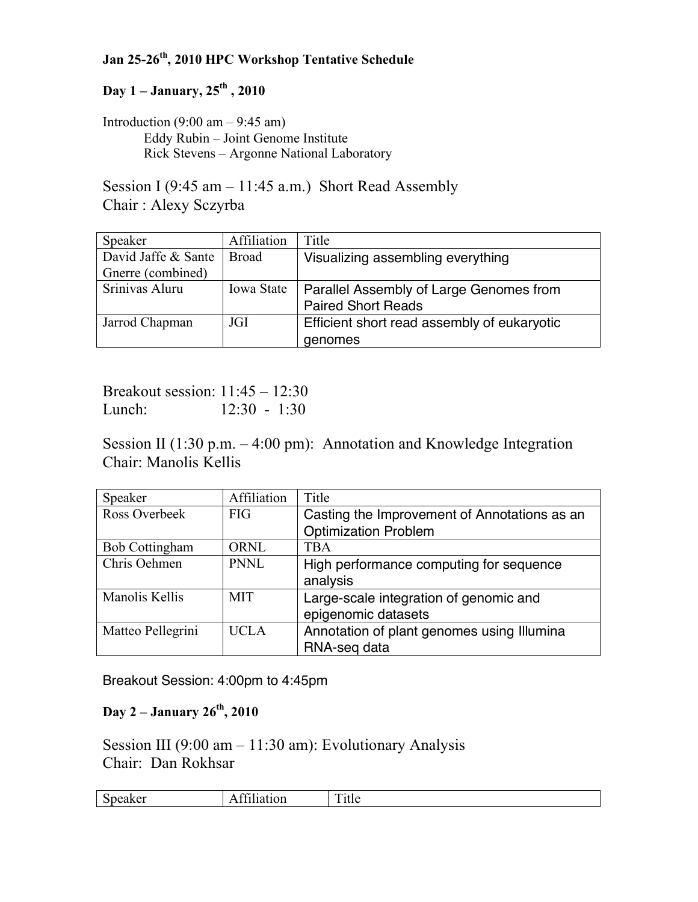# Jan 25-26th, 2010 HPC Workshop Tentative Schedule

## Day 1 – January, 25th, 2010

Introduction (9:00 am – 9:45 am)
Eddy Rubin – Joint Genome Institute
Rick Stevens – Argonne National Laboratory

Session I (9:45 am – 11:45 a.m.) Short Read Assembly
Chair : Alexy Sczyrba

| Speaker | Affiliation | Title |
|---|---|---|
| David Jaffe & Sante Gnerre (combined) | Broad | Visualizing assembling everything |
| Srinivas Aluru | Iowa State | Parallel Assembly of Large Genomes from Paired Short Reads |
| Jarrod Chapman | JGI | Efficient short read assembly of eukaryotic genomes |

Breakout session: 11:45 – 12:30
Lunch: 12:30 - 1:30

Session II (1:30 p.m. – 4:00 pm): Annotation and Knowledge Integration
Chair: Manolis Kellis

| Speaker | Affiliation | Title |
|---|---|---|
| Ross Overbeek | FIG | Casting the Improvement of Annotations as an Optimization Problem |
| Bob Cottingham | ORNL | TBA |
| Chris Oehmen | PNNL | High performance computing for sequence analysis |
| Manolis Kellis | MIT | Large-scale integration of genomic and epigenomic datasets |
| Matteo Pellegrini | UCLA | Annotation of plant genomes using Illumina RNA-seq data |

Breakout Session: 4:00pm to 4:45pm

## Day 2 – January 26th, 2010

Session III (9:00 am – 11:30 am): Evolutionary Analysis
Chair: Dan Rokhsar

| Speaker | Affiliation | Title |
|---|---|---|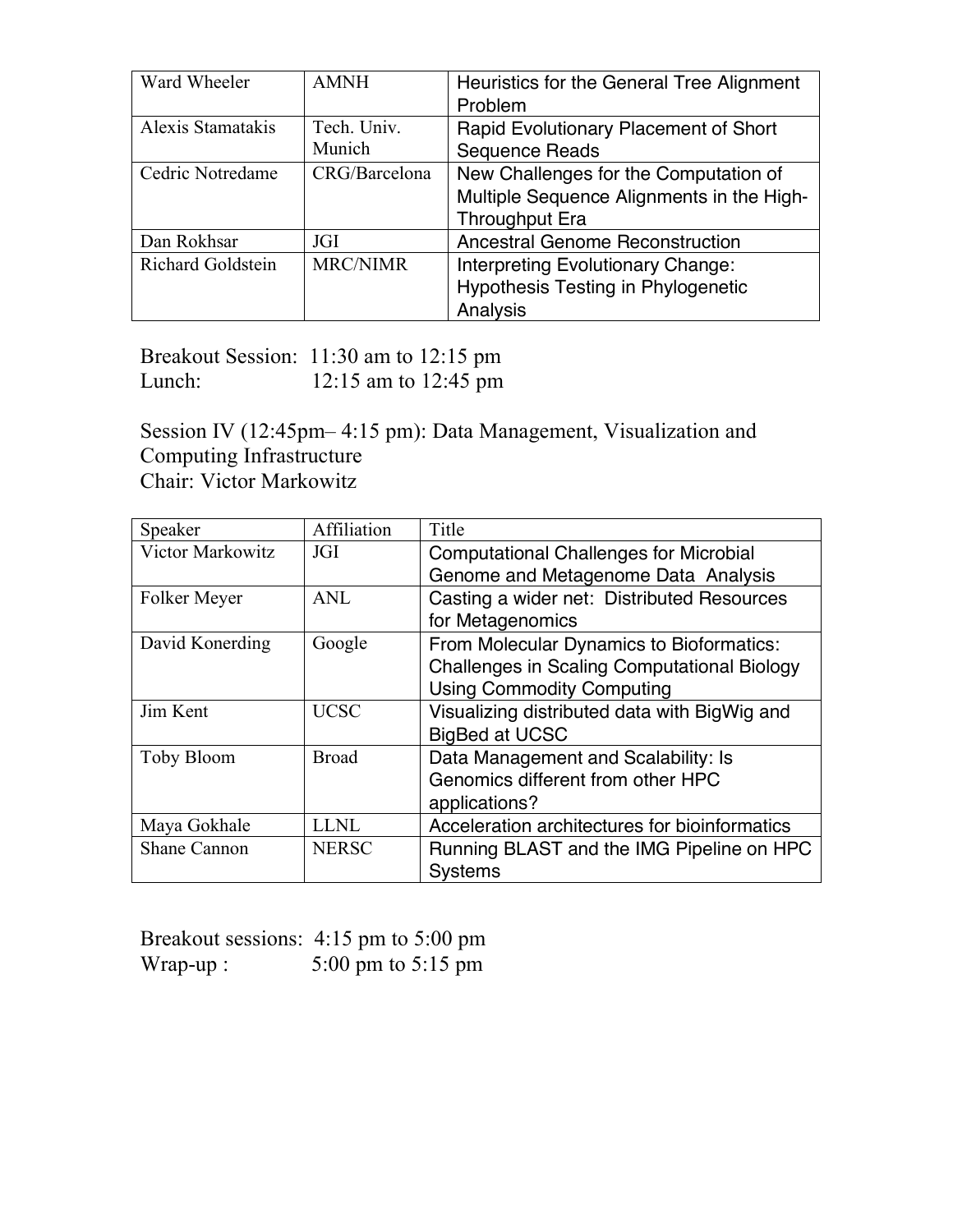| | | |
|---|---|---|
| Ward Wheeler | AMNH | Heuristics for the General Tree Alignment Problem |
| Alexis Stamatakis | Tech. Univ. Munich | Rapid Evolutionary Placement of Short Sequence Reads |
| Cedric Notredame | CRG/Barcelona | New Challenges for the Computation of Multiple Sequence Alignments in the High-Throughput Era |
| Dan Rokhsar | JGI | Ancestral Genome Reconstruction |
| Richard Goldstein | MRC/NIMR | Interpreting Evolutionary Change: Hypothesis Testing in Phylogenetic Analysis |

Breakout Session: 11:30 am to 12:15 pm
Lunch: 12:15 am to 12:45 pm

Session IV (12:45pm– 4:15 pm): Data Management, Visualization and Computing Infrastructure
Chair: Victor Markowitz

| Speaker | Affiliation | Title |
|---|---|---|
| Victor Markowitz | JGI | Computational Challenges for Microbial Genome and Metagenome Data Analysis |
| Folker Meyer | ANL | Casting a wider net: Distributed Resources for Metagenomics |
| David Konerding | Google | From Molecular Dynamics to Bioformatics: Challenges in Scaling Computational Biology Using Commodity Computing |
| Jim Kent | UCSC | Visualizing distributed data with BigWig and BigBed at UCSC |
| Toby Bloom | Broad | Data Management and Scalability: Is Genomics different from other HPC applications? |
| Maya Gokhale | LLNL | Acceleration architectures for bioinformatics |
| Shane Cannon | NERSC | Running BLAST and the IMG Pipeline on HPC Systems |

Breakout sessions: 4:15 pm to 5:00 pm
Wrap-up : 5:00 pm to 5:15 pm